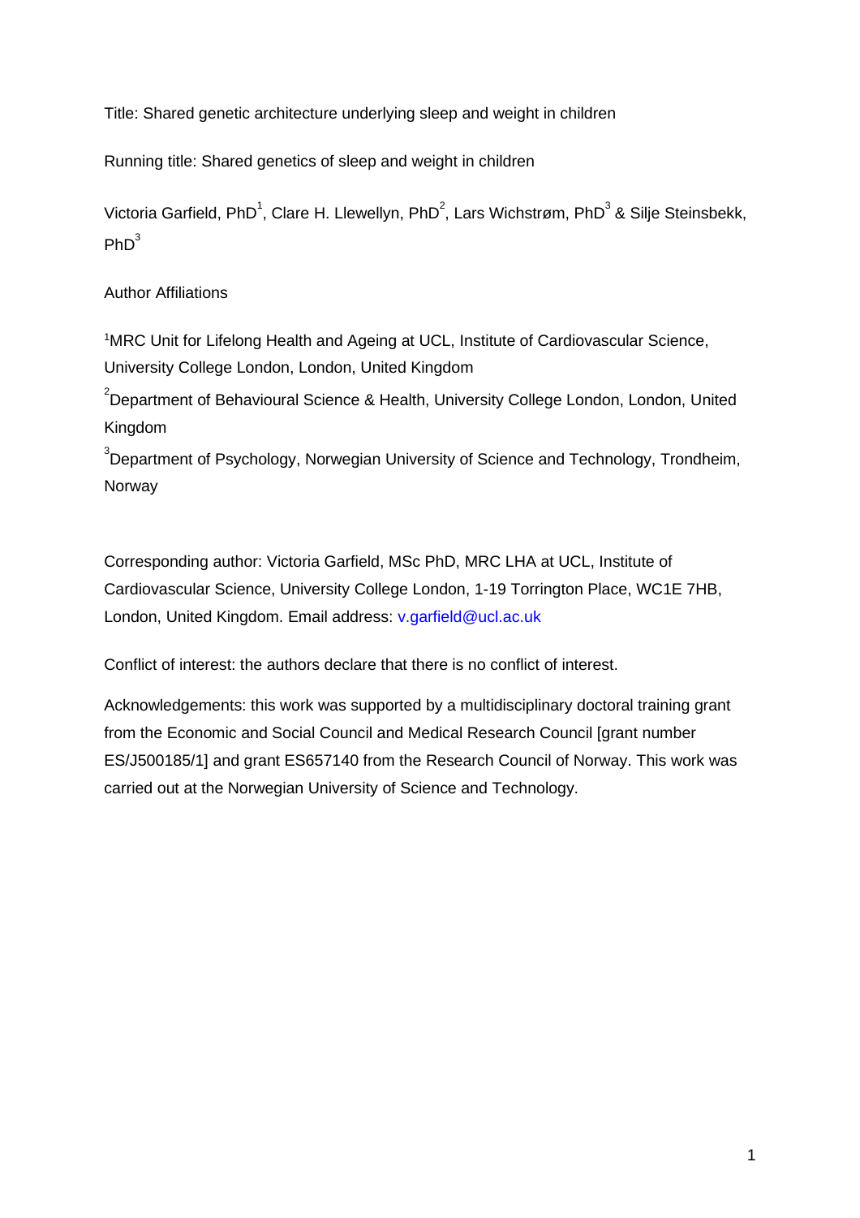Title: Shared genetic architecture underlying sleep and weight in children

Running title: Shared genetics of sleep and weight in children

Victoria Garfield, PhD[1], Clare H. Llewellyn, PhD[2], Lars Wichstrøm, PhD[3] & Silje Steinsbekk, PhD[3]

Author Affiliations

[1]MRC Unit for Lifelong Health and Ageing at UCL, Institute of Cardiovascular Science, University College London, London, United Kingdom

[2]Department of Behavioural Science & Health, University College London, London, United Kingdom

[3]Department of Psychology, Norwegian University of Science and Technology, Trondheim, Norway

Corresponding author: Victoria Garfield, MSc PhD, MRC LHA at UCL, Institute of Cardiovascular Science, University College London, 1-19 Torrington Place, WC1E 7HB, London, United Kingdom. Email address: v.garfield@ucl.ac.uk

Conflict of interest: the authors declare that there is no conflict of interest.

Acknowledgements: this work was supported by a multidisciplinary doctoral training grant from the Economic and Social Council and Medical Research Council [grant number ES/J500185/1] and grant ES657140 from the Research Council of Norway. This work was carried out at the Norwegian University of Science and Technology.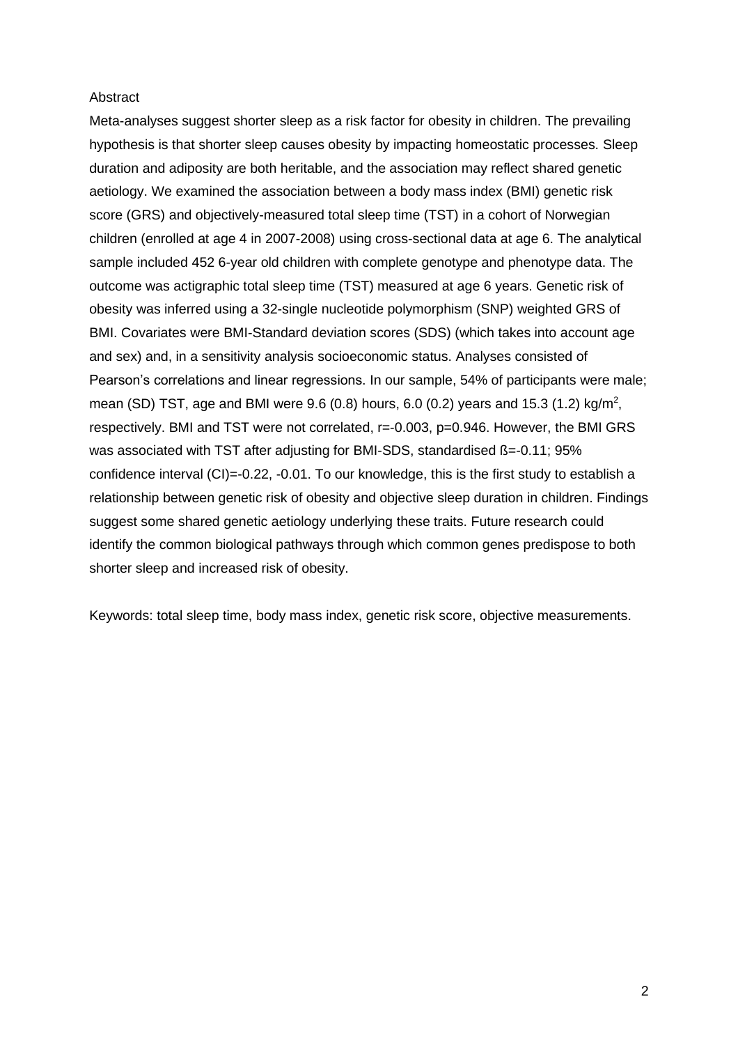## Abstract

Meta-analyses suggest shorter sleep as a risk factor for obesity in children. The prevailing hypothesis is that shorter sleep causes obesity by impacting homeostatic processes. Sleep duration and adiposity are both heritable, and the association may reflect shared genetic aetiology. We examined the association between a body mass index (BMI) genetic risk score (GRS) and objectively-measured total sleep time (TST) in a cohort of Norwegian children (enrolled at age 4 in 2007-2008) using cross-sectional data at age 6. The analytical sample included 452 6-year old children with complete genotype and phenotype data. The outcome was actigraphic total sleep time (TST) measured at age 6 years. Genetic risk of obesity was inferred using a 32-single nucleotide polymorphism (SNP) weighted GRS of BMI. Covariates were BMI-Standard deviation scores (SDS) (which takes into account age and sex) and, in a sensitivity analysis socioeconomic status. Analyses consisted of Pearson's correlations and linear regressions. In our sample, 54% of participants were male; mean (SD) TST, age and BMI were 9.6 (0.8) hours, 6.0 (0.2) years and 15.3 (1.2) kg/m$^2$, respectively. BMI and TST were not correlated, $r=-0.003$, $p=0.946$. However, the BMI GRS was associated with TST after adjusting for BMI-SDS, standardised ß=-0.11; 95% confidence interval (CI)=-0.22, -0.01. To our knowledge, this is the first study to establish a relationship between genetic risk of obesity and objective sleep duration in children. Findings suggest some shared genetic aetiology underlying these traits. Future research could identify the common biological pathways through which common genes predispose to both shorter sleep and increased risk of obesity.

Keywords: total sleep time, body mass index, genetic risk score, objective measurements.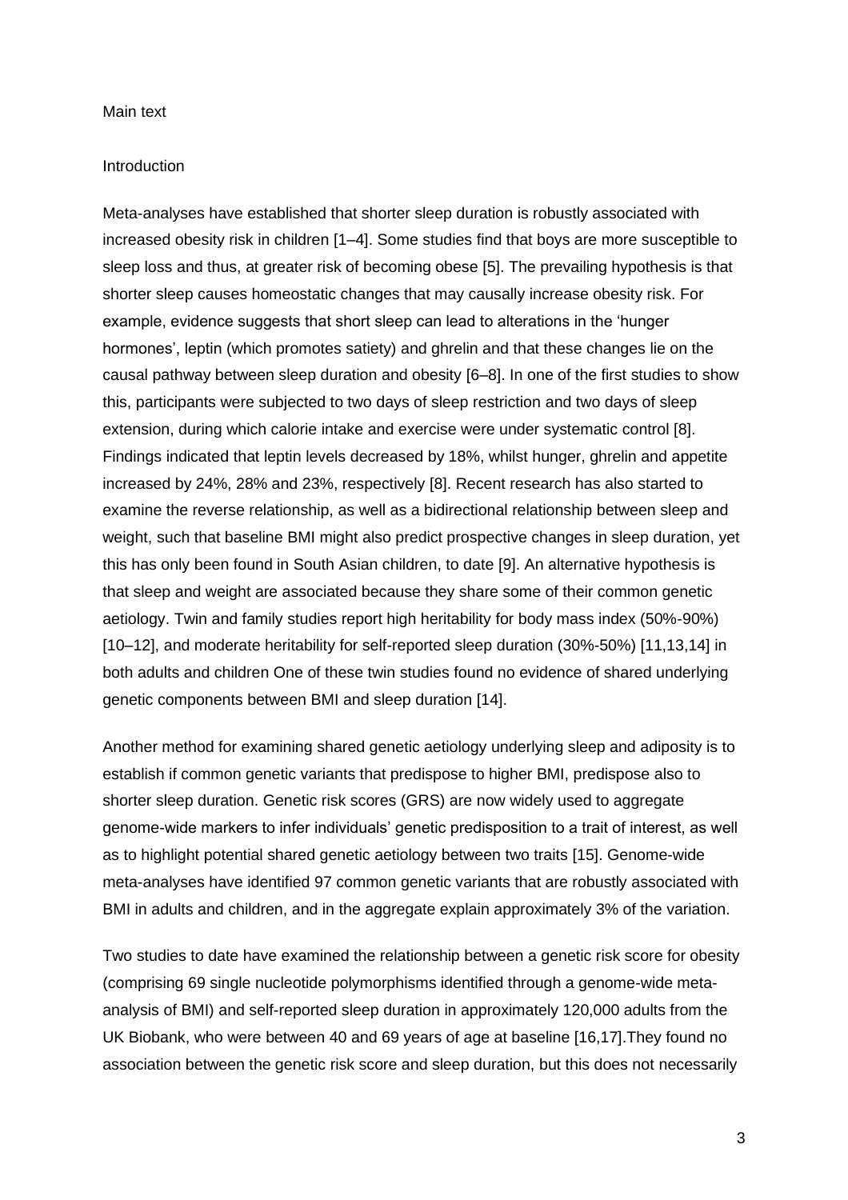Main text

## Introduction

Meta-analyses have established that shorter sleep duration is robustly associated with increased obesity risk in children [1–4]. Some studies find that boys are more susceptible to sleep loss and thus, at greater risk of becoming obese [5]. The prevailing hypothesis is that shorter sleep causes homeostatic changes that may causally increase obesity risk. For example, evidence suggests that short sleep can lead to alterations in the 'hunger hormones', leptin (which promotes satiety) and ghrelin and that these changes lie on the causal pathway between sleep duration and obesity [6–8]. In one of the first studies to show this, participants were subjected to two days of sleep restriction and two days of sleep extension, during which calorie intake and exercise were under systematic control [8]. Findings indicated that leptin levels decreased by 18%, whilst hunger, ghrelin and appetite increased by 24%, 28% and 23%, respectively [8]. Recent research has also started to examine the reverse relationship, as well as a bidirectional relationship between sleep and weight, such that baseline BMI might also predict prospective changes in sleep duration, yet this has only been found in South Asian children, to date [9]. An alternative hypothesis is that sleep and weight are associated because they share some of their common genetic aetiology. Twin and family studies report high heritability for body mass index (50%-90%) [10–12], and moderate heritability for self-reported sleep duration (30%-50%) [11,13,14] in both adults and children One of these twin studies found no evidence of shared underlying genetic components between BMI and sleep duration [14].

Another method for examining shared genetic aetiology underlying sleep and adiposity is to establish if common genetic variants that predispose to higher BMI, predispose also to shorter sleep duration. Genetic risk scores (GRS) are now widely used to aggregate genome-wide markers to infer individuals' genetic predisposition to a trait of interest, as well as to highlight potential shared genetic aetiology between two traits [15]. Genome-wide meta-analyses have identified 97 common genetic variants that are robustly associated with BMI in adults and children, and in the aggregate explain approximately 3% of the variation.

Two studies to date have examined the relationship between a genetic risk score for obesity (comprising 69 single nucleotide polymorphisms identified through a genome-wide meta-analysis of BMI) and self-reported sleep duration in approximately 120,000 adults from the UK Biobank, who were between 40 and 69 years of age at baseline [16,17].They found no association between the genetic risk score and sleep duration, but this does not necessarily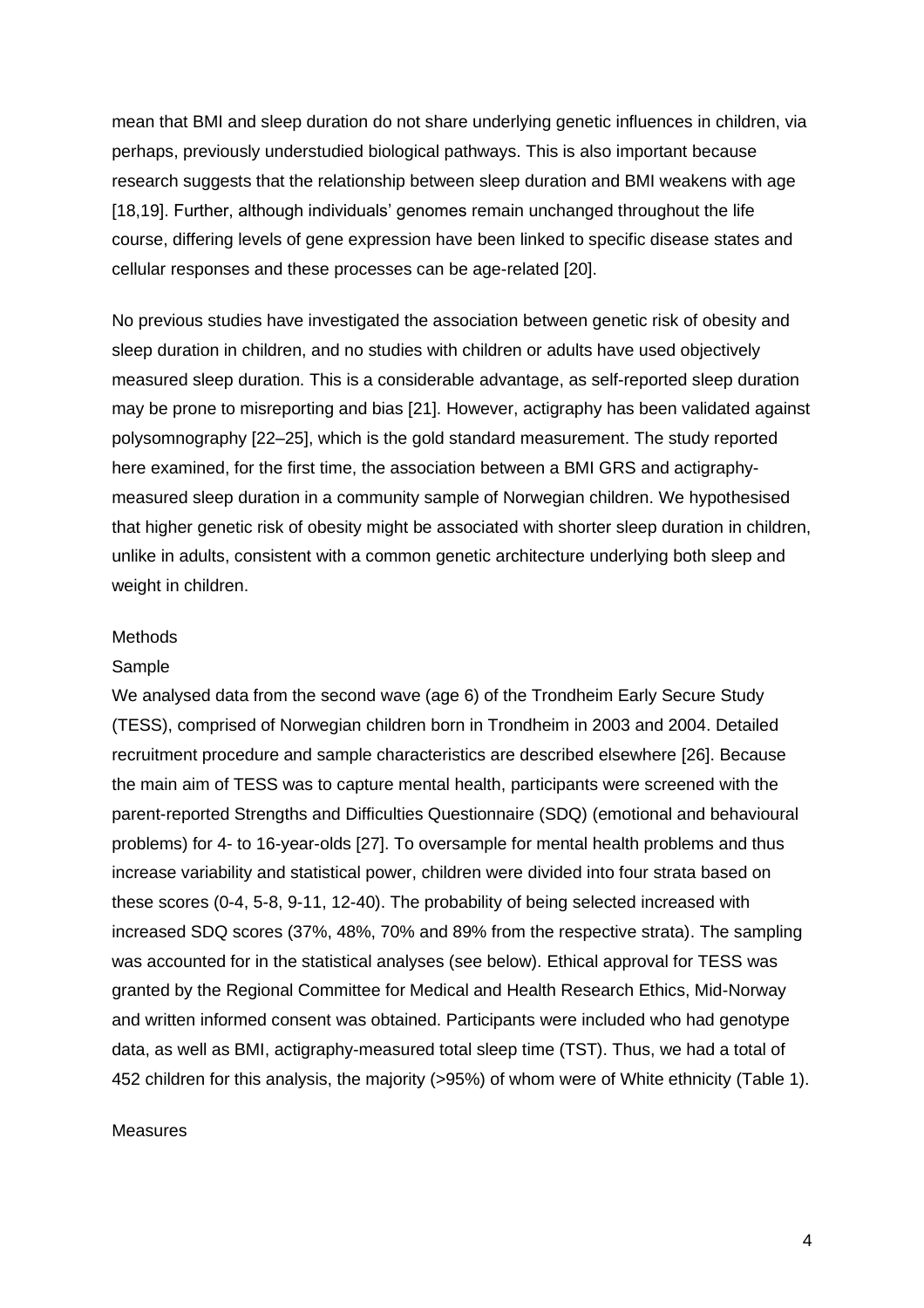mean that BMI and sleep duration do not share underlying genetic influences in children, via perhaps, previously understudied biological pathways. This is also important because research suggests that the relationship between sleep duration and BMI weakens with age [18,19]. Further, although individuals' genomes remain unchanged throughout the life course, differing levels of gene expression have been linked to specific disease states and cellular responses and these processes can be age-related [20].

No previous studies have investigated the association between genetic risk of obesity and sleep duration in children, and no studies with children or adults have used objectively measured sleep duration. This is a considerable advantage, as self-reported sleep duration may be prone to misreporting and bias [21]. However, actigraphy has been validated against polysomnography [22–25], which is the gold standard measurement. The study reported here examined, for the first time, the association between a BMI GRS and actigraphy-measured sleep duration in a community sample of Norwegian children. We hypothesised that higher genetic risk of obesity might be associated with shorter sleep duration in children, unlike in adults, consistent with a common genetic architecture underlying both sleep and weight in children.

## Methods

### Sample

We analysed data from the second wave (age 6) of the Trondheim Early Secure Study (TESS), comprised of Norwegian children born in Trondheim in 2003 and 2004. Detailed recruitment procedure and sample characteristics are described elsewhere [26]. Because the main aim of TESS was to capture mental health, participants were screened with the parent-reported Strengths and Difficulties Questionnaire (SDQ) (emotional and behavioural problems) for 4- to 16-year-olds [27]. To oversample for mental health problems and thus increase variability and statistical power, children were divided into four strata based on these scores (0-4, 5-8, 9-11, 12-40). The probability of being selected increased with increased SDQ scores (37%, 48%, 70% and 89% from the respective strata). The sampling was accounted for in the statistical analyses (see below). Ethical approval for TESS was granted by the Regional Committee for Medical and Health Research Ethics, Mid-Norway and written informed consent was obtained. Participants were included who had genotype data, as well as BMI, actigraphy-measured total sleep time (TST). Thus, we had a total of 452 children for this analysis, the majority (>95%) of whom were of White ethnicity (Table 1).

### Measures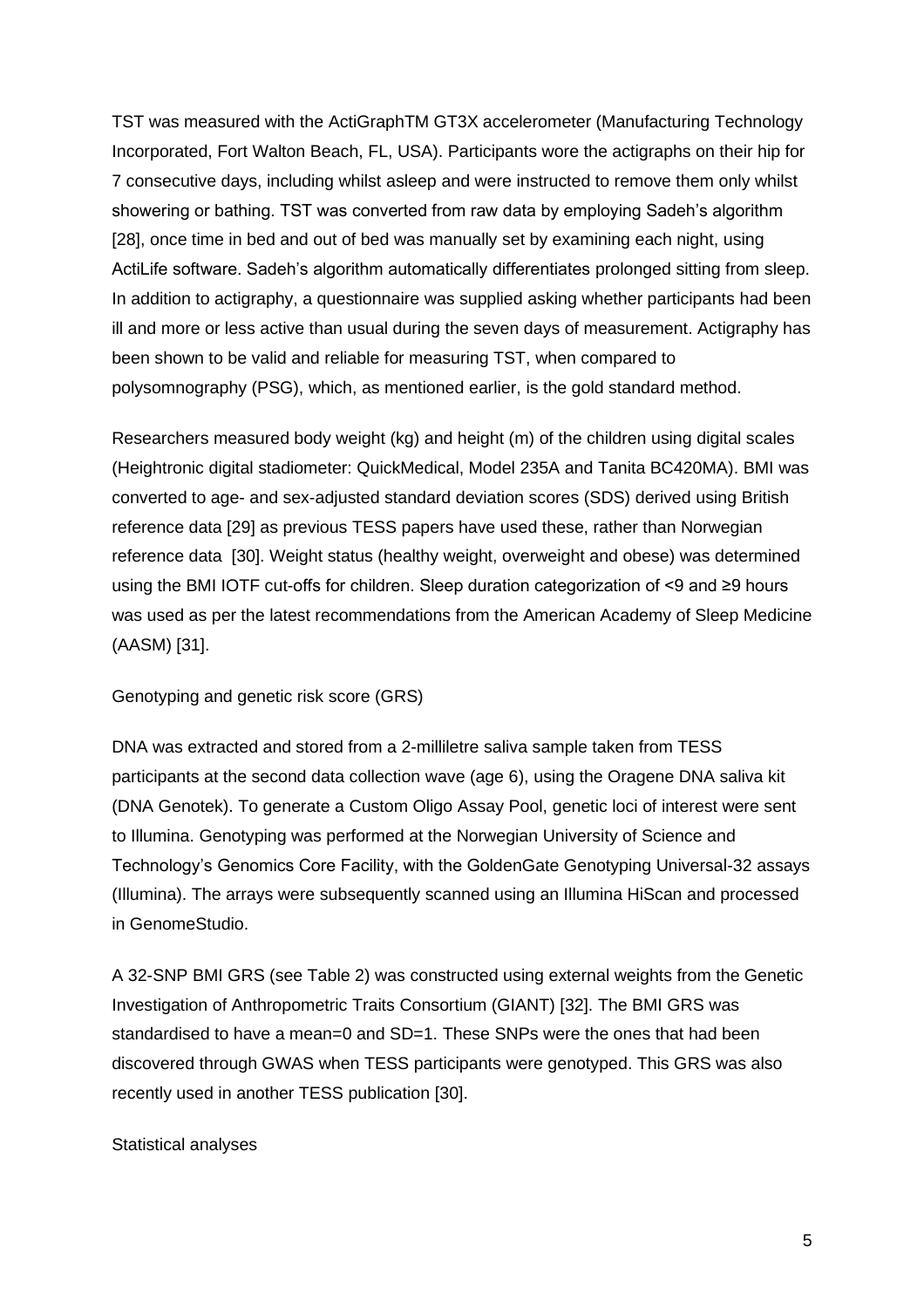TST was measured with the ActiGraphTM GT3X accelerometer (Manufacturing Technology Incorporated, Fort Walton Beach, FL, USA). Participants wore the actigraphs on their hip for 7 consecutive days, including whilst asleep and were instructed to remove them only whilst showering or bathing. TST was converted from raw data by employing Sadeh's algorithm [28], once time in bed and out of bed was manually set by examining each night, using ActiLife software. Sadeh's algorithm automatically differentiates prolonged sitting from sleep. In addition to actigraphy, a questionnaire was supplied asking whether participants had been ill and more or less active than usual during the seven days of measurement. Actigraphy has been shown to be valid and reliable for measuring TST, when compared to polysomnography (PSG), which, as mentioned earlier, is the gold standard method.

Researchers measured body weight (kg) and height (m) of the children using digital scales (Heightronic digital stadiometer: QuickMedical, Model 235A and Tanita BC420MA). BMI was converted to age- and sex-adjusted standard deviation scores (SDS) derived using British reference data [29] as previous TESS papers have used these, rather than Norwegian reference data [30]. Weight status (healthy weight, overweight and obese) was determined using the BMI IOTF cut-offs for children. Sleep duration categorization of <9 and ≥9 hours was used as per the latest recommendations from the American Academy of Sleep Medicine (AASM) [31].

Genotyping and genetic risk score (GRS)

DNA was extracted and stored from a 2-millilitre saliva sample taken from TESS participants at the second data collection wave (age 6), using the Oragene DNA saliva kit (DNA Genotek). To generate a Custom Oligo Assay Pool, genetic loci of interest were sent to Illumina. Genotyping was performed at the Norwegian University of Science and Technology's Genomics Core Facility, with the GoldenGate Genotyping Universal-32 assays (Illumina). The arrays were subsequently scanned using an Illumina HiScan and processed in GenomeStudio.

A 32-SNP BMI GRS (see Table 2) was constructed using external weights from the Genetic Investigation of Anthropometric Traits Consortium (GIANT) [32]. The BMI GRS was standardised to have a mean=0 and SD=1. These SNPs were the ones that had been discovered through GWAS when TESS participants were genotyped. This GRS was also recently used in another TESS publication [30].

Statistical analyses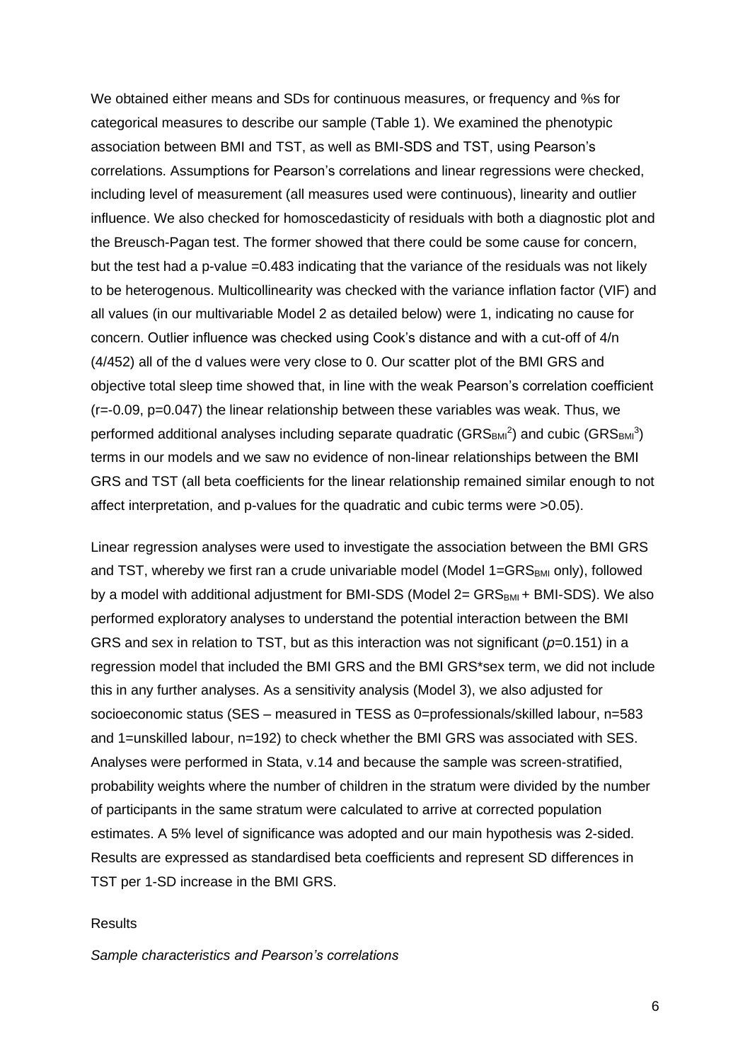We obtained either means and SDs for continuous measures, or frequency and %s for categorical measures to describe our sample (Table 1). We examined the phenotypic association between BMI and TST, as well as BMI-SDS and TST, using Pearson's correlations. Assumptions for Pearson's correlations and linear regressions were checked, including level of measurement (all measures used were continuous), linearity and outlier influence. We also checked for homoscedasticity of residuals with both a diagnostic plot and the Breusch-Pagan test. The former showed that there could be some cause for concern, but the test had a p-value =0.483 indicating that the variance of the residuals was not likely to be heterogenous. Multicollinearity was checked with the variance inflation factor (VIF) and all values (in our multivariable Model 2 as detailed below) were 1, indicating no cause for concern. Outlier influence was checked using Cook's distance and with a cut-off of 4/n (4/452) all of the d values were very close to 0. Our scatter plot of the BMI GRS and objective total sleep time showed that, in line with the weak Pearson's correlation coefficient (r=-0.09, p=0.047) the linear relationship between these variables was weak. Thus, we performed additional analyses including separate quadratic ($GRS_{BMI}^2$) and cubic ($GRS_{BMI}^3$) terms in our models and we saw no evidence of non-linear relationships between the BMI GRS and TST (all beta coefficients for the linear relationship remained similar enough to not affect interpretation, and p-values for the quadratic and cubic terms were >0.05).

Linear regression analyses were used to investigate the association between the BMI GRS and TST, whereby we first ran a crude univariable model (Model 1=$GRS_{BMI}$ only), followed by a model with additional adjustment for BMI-SDS (Model 2= $GRS_{BMI}$ + BMI-SDS). We also performed exploratory analyses to understand the potential interaction between the BMI GRS and sex in relation to TST, but as this interaction was not significant (*p*=0.151) in a regression model that included the BMI GRS and the BMI GRS*sex term, we did not include this in any further analyses. As a sensitivity analysis (Model 3), we also adjusted for socioeconomic status (SES – measured in TESS as 0=professionals/skilled labour, n=583 and 1=unskilled labour, n=192) to check whether the BMI GRS was associated with SES. Analyses were performed in Stata, v.14 and because the sample was screen-stratified, probability weights where the number of children in the stratum were divided by the number of participants in the same stratum were calculated to arrive at corrected population estimates. A 5% level of significance was adopted and our main hypothesis was 2-sided. Results are expressed as standardised beta coefficients and represent SD differences in TST per 1-SD increase in the BMI GRS.

## Results

*Sample characteristics and Pearson's correlations*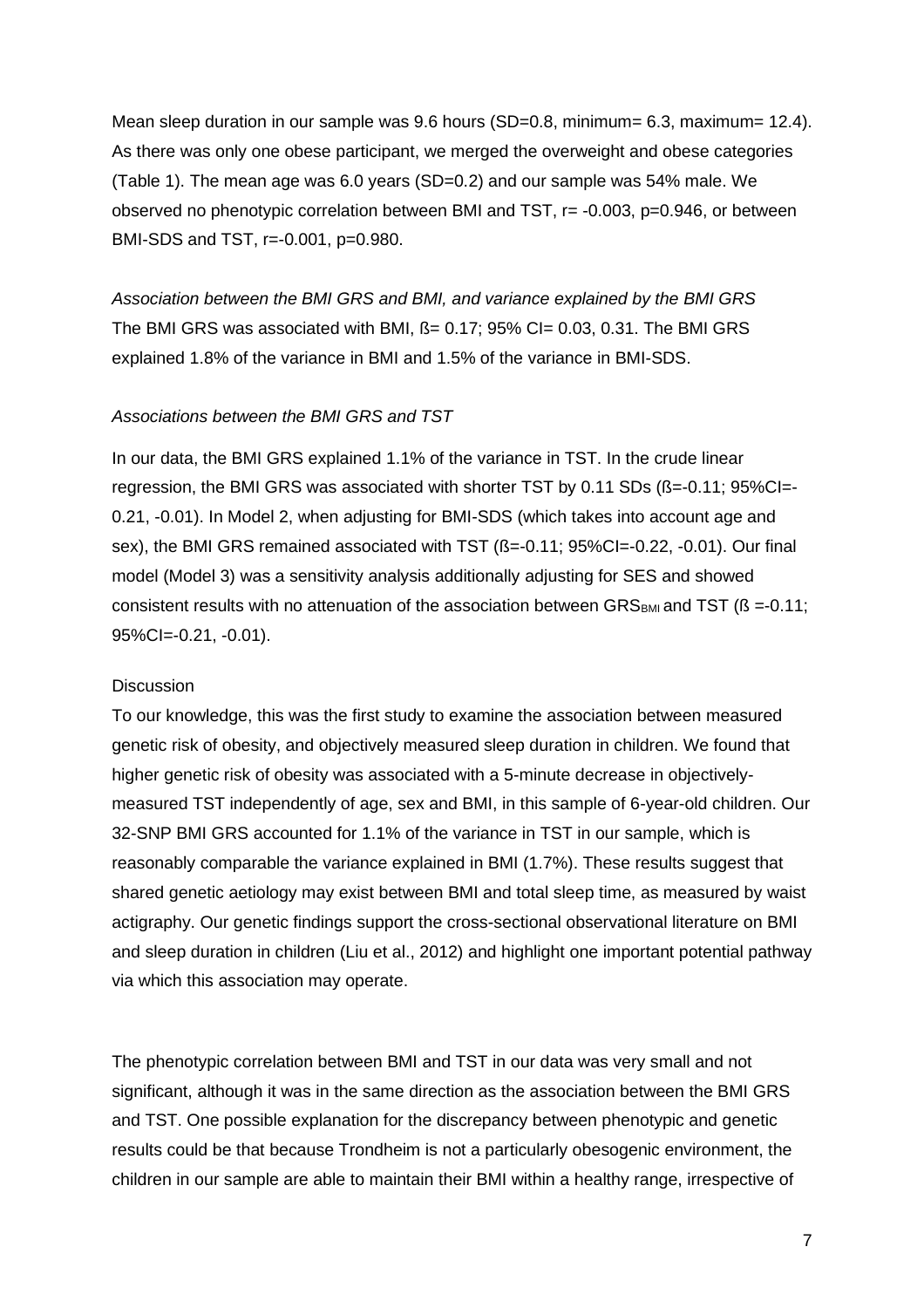Mean sleep duration in our sample was 9.6 hours (SD=0.8, minimum= 6.3, maximum= 12.4). As there was only one obese participant, we merged the overweight and obese categories (Table 1). The mean age was 6.0 years (SD=0.2) and our sample was 54% male. We observed no phenotypic correlation between BMI and TST, r= -0.003, p=0.946, or between BMI-SDS and TST, r=-0.001, p=0.980.

*Association between the BMI GRS and BMI, and variance explained by the BMI GRS*
The BMI GRS was associated with BMI, ß= 0.17; 95% CI= 0.03, 0.31. The BMI GRS explained 1.8% of the variance in BMI and 1.5% of the variance in BMI-SDS.

*Associations between the BMI GRS and TST*

In our data, the BMI GRS explained 1.1% of the variance in TST. In the crude linear regression, the BMI GRS was associated with shorter TST by 0.11 SDs (ß=-0.11; 95%CI=-0.21, -0.01). In Model 2, when adjusting for BMI-SDS (which takes into account age and sex), the BMI GRS remained associated with TST (ß=-0.11; 95%CI=-0.22, -0.01). Our final model (Model 3) was a sensitivity analysis additionally adjusting for SES and showed consistent results with no attenuation of the association between $GRS_{BMI}$ and TST (ß =-0.11; 95%CI=-0.21, -0.01).

## Discussion

To our knowledge, this was the first study to examine the association between measured genetic risk of obesity, and objectively measured sleep duration in children. We found that higher genetic risk of obesity was associated with a 5-minute decrease in objectively-measured TST independently of age, sex and BMI, in this sample of 6-year-old children. Our 32-SNP BMI GRS accounted for 1.1% of the variance in TST in our sample, which is reasonably comparable the variance explained in BMI (1.7%). These results suggest that shared genetic aetiology may exist between BMI and total sleep time, as measured by waist actigraphy. Our genetic findings support the cross-sectional observational literature on BMI and sleep duration in children (Liu et al., 2012) and highlight one important potential pathway via which this association may operate.

The phenotypic correlation between BMI and TST in our data was very small and not significant, although it was in the same direction as the association between the BMI GRS and TST. One possible explanation for the discrepancy between phenotypic and genetic results could be that because Trondheim is not a particularly obesogenic environment, the children in our sample are able to maintain their BMI within a healthy range, irrespective of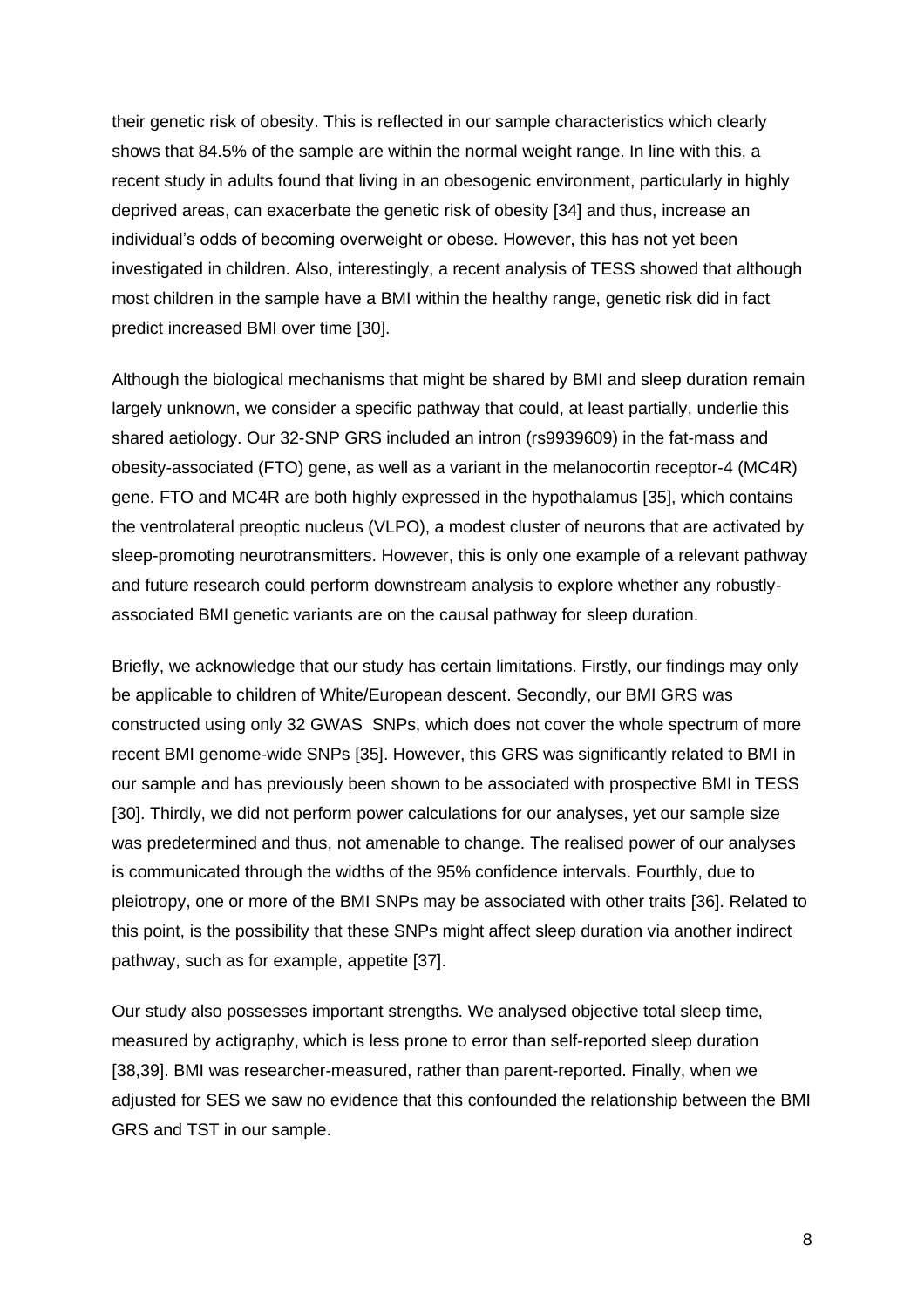their genetic risk of obesity. This is reflected in our sample characteristics which clearly shows that 84.5% of the sample are within the normal weight range. In line with this, a recent study in adults found that living in an obesogenic environment, particularly in highly deprived areas, can exacerbate the genetic risk of obesity [34] and thus, increase an individual's odds of becoming overweight or obese. However, this has not yet been investigated in children. Also, interestingly, a recent analysis of TESS showed that although most children in the sample have a BMI within the healthy range, genetic risk did in fact predict increased BMI over time [30].

Although the biological mechanisms that might be shared by BMI and sleep duration remain largely unknown, we consider a specific pathway that could, at least partially, underlie this shared aetiology. Our 32-SNP GRS included an intron (rs9939609) in the fat-mass and obesity-associated (FTO) gene, as well as a variant in the melanocortin receptor-4 (MC4R) gene. FTO and MC4R are both highly expressed in the hypothalamus [35], which contains the ventrolateral preoptic nucleus (VLPO), a modest cluster of neurons that are activated by sleep-promoting neurotransmitters. However, this is only one example of a relevant pathway and future research could perform downstream analysis to explore whether any robustly-associated BMI genetic variants are on the causal pathway for sleep duration.

Briefly, we acknowledge that our study has certain limitations. Firstly, our findings may only be applicable to children of White/European descent. Secondly, our BMI GRS was constructed using only 32 GWAS SNPs, which does not cover the whole spectrum of more recent BMI genome-wide SNPs [35]. However, this GRS was significantly related to BMI in our sample and has previously been shown to be associated with prospective BMI in TESS [30]. Thirdly, we did not perform power calculations for our analyses, yet our sample size was predetermined and thus, not amenable to change. The realised power of our analyses is communicated through the widths of the 95% confidence intervals. Fourthly, due to pleiotropy, one or more of the BMI SNPs may be associated with other traits [36]. Related to this point, is the possibility that these SNPs might affect sleep duration via another indirect pathway, such as for example, appetite [37].

Our study also possesses important strengths. We analysed objective total sleep time, measured by actigraphy, which is less prone to error than self-reported sleep duration [38,39]. BMI was researcher-measured, rather than parent-reported. Finally, when we adjusted for SES we saw no evidence that this confounded the relationship between the BMI GRS and TST in our sample.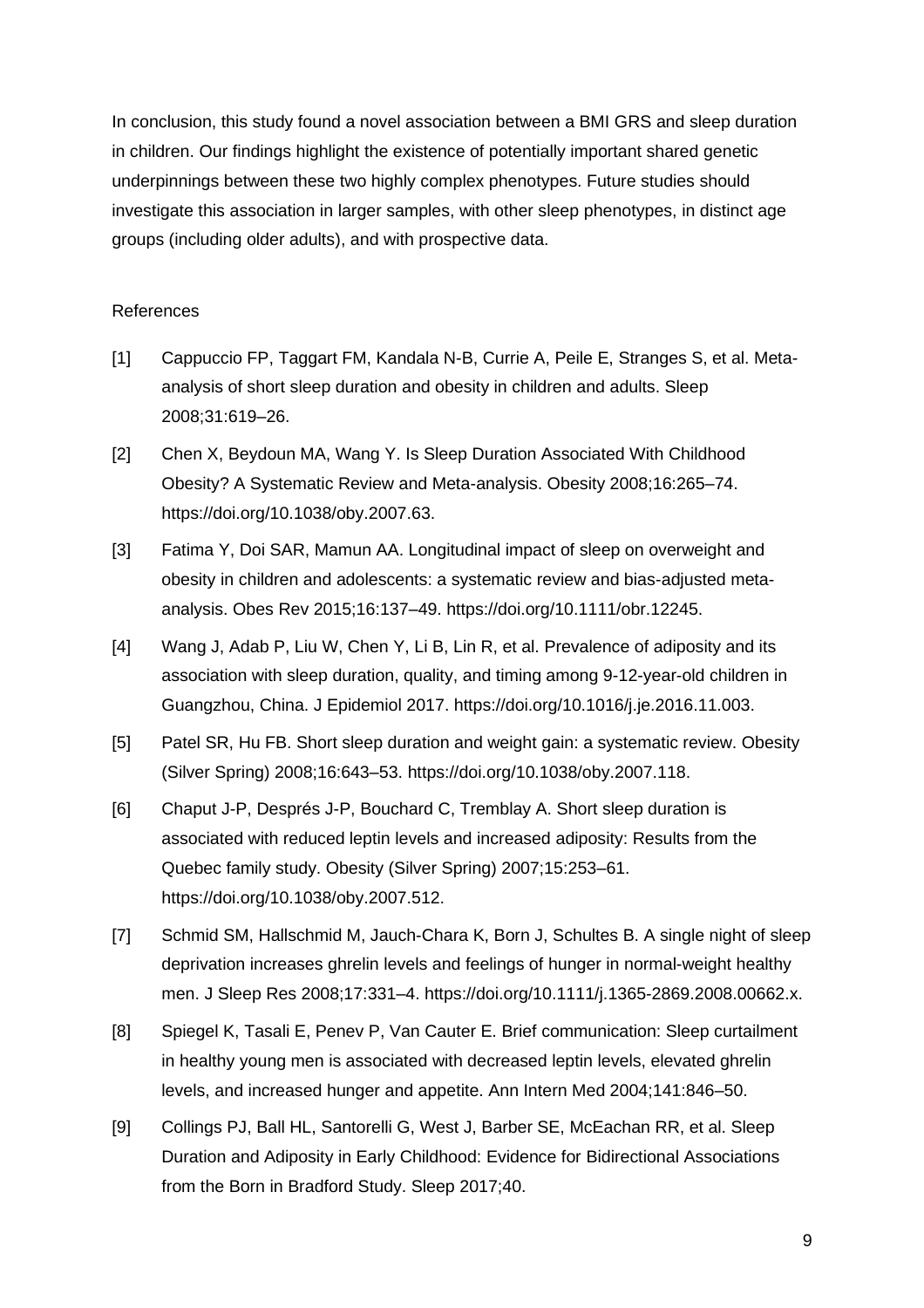In conclusion, this study found a novel association between a BMI GRS and sleep duration in children. Our findings highlight the existence of potentially important shared genetic underpinnings between these two highly complex phenotypes. Future studies should investigate this association in larger samples, with other sleep phenotypes, in distinct age groups (including older adults), and with prospective data.

## References

[1] Cappuccio FP, Taggart FM, Kandala N-B, Currie A, Peile E, Stranges S, et al. Meta-analysis of short sleep duration and obesity in children and adults. Sleep 2008;31:619–26.

[2] Chen X, Beydoun MA, Wang Y. Is Sleep Duration Associated With Childhood Obesity? A Systematic Review and Meta-analysis. Obesity 2008;16:265–74. https://doi.org/10.1038/oby.2007.63.

[3] Fatima Y, Doi SAR, Mamun AA. Longitudinal impact of sleep on overweight and obesity in children and adolescents: a systematic review and bias-adjusted meta-analysis. Obes Rev 2015;16:137–49. https://doi.org/10.1111/obr.12245.

[4] Wang J, Adab P, Liu W, Chen Y, Li B, Lin R, et al. Prevalence of adiposity and its association with sleep duration, quality, and timing among 9-12-year-old children in Guangzhou, China. J Epidemiol 2017. https://doi.org/10.1016/j.je.2016.11.003.

[5] Patel SR, Hu FB. Short sleep duration and weight gain: a systematic review. Obesity (Silver Spring) 2008;16:643–53. https://doi.org/10.1038/oby.2007.118.

[6] Chaput J-P, Després J-P, Bouchard C, Tremblay A. Short sleep duration is associated with reduced leptin levels and increased adiposity: Results from the Quebec family study. Obesity (Silver Spring) 2007;15:253–61. https://doi.org/10.1038/oby.2007.512.

[7] Schmid SM, Hallschmid M, Jauch-Chara K, Born J, Schultes B. A single night of sleep deprivation increases ghrelin levels and feelings of hunger in normal-weight healthy men. J Sleep Res 2008;17:331–4. https://doi.org/10.1111/j.1365-2869.2008.00662.x.

[8] Spiegel K, Tasali E, Penev P, Van Cauter E. Brief communication: Sleep curtailment in healthy young men is associated with decreased leptin levels, elevated ghrelin levels, and increased hunger and appetite. Ann Intern Med 2004;141:846–50.

[9] Collings PJ, Ball HL, Santorelli G, West J, Barber SE, McEachan RR, et al. Sleep Duration and Adiposity in Early Childhood: Evidence for Bidirectional Associations from the Born in Bradford Study. Sleep 2017;40.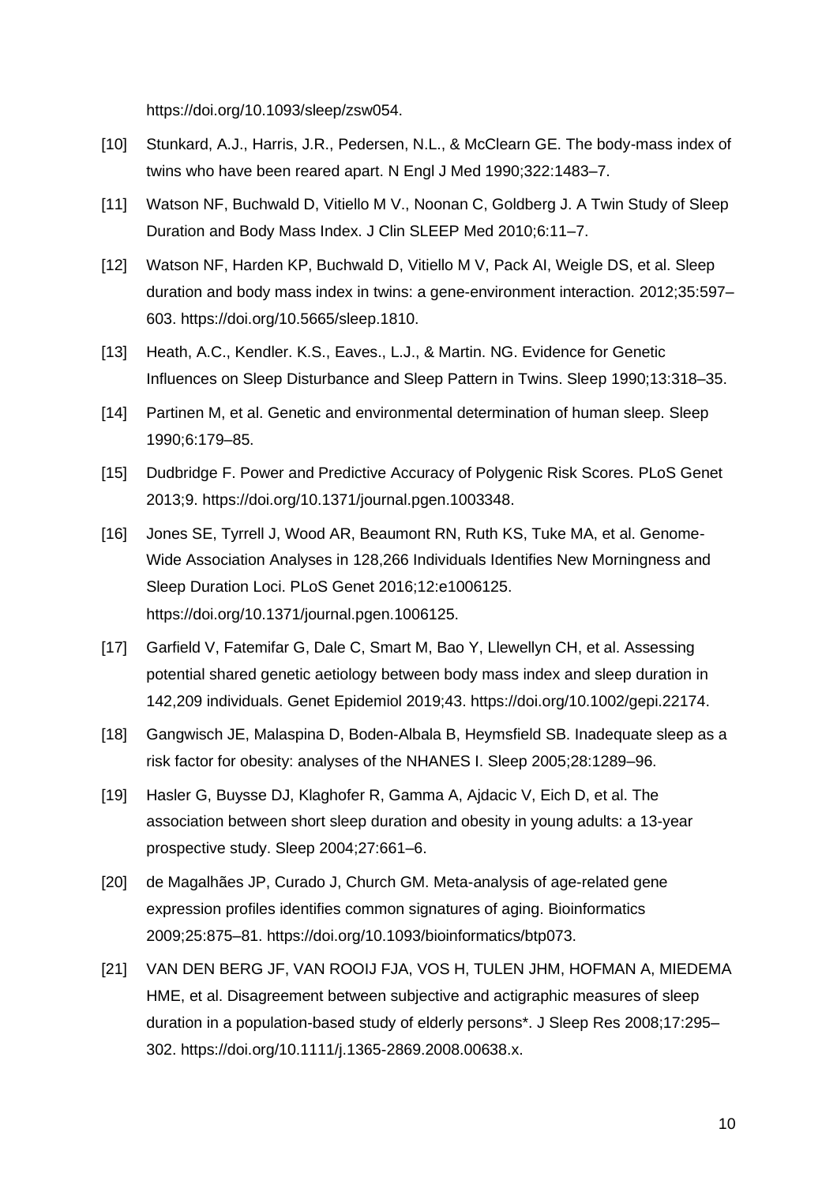https://doi.org/10.1093/sleep/zsw054.

[10] Stunkard, A.J., Harris, J.R., Pedersen, N.L., & McClearn GE. The body-mass index of twins who have been reared apart. N Engl J Med 1990;322:1483–7.

[11] Watson NF, Buchwald D, Vitiello M V., Noonan C, Goldberg J. A Twin Study of Sleep Duration and Body Mass Index. J Clin SLEEP Med 2010;6:11–7.

[12] Watson NF, Harden KP, Buchwald D, Vitiello M V, Pack AI, Weigle DS, et al. Sleep duration and body mass index in twins: a gene-environment interaction. 2012;35:597–603. https://doi.org/10.5665/sleep.1810.

[13] Heath, A.C., Kendler. K.S., Eaves., L.J., & Martin. NG. Evidence for Genetic Influences on Sleep Disturbance and Sleep Pattern in Twins. Sleep 1990;13:318–35.

[14] Partinen M, et al. Genetic and environmental determination of human sleep. Sleep 1990;6:179–85.

[15] Dudbridge F. Power and Predictive Accuracy of Polygenic Risk Scores. PLoS Genet 2013;9. https://doi.org/10.1371/journal.pgen.1003348.

[16] Jones SE, Tyrrell J, Wood AR, Beaumont RN, Ruth KS, Tuke MA, et al. Genome-Wide Association Analyses in 128,266 Individuals Identifies New Morningness and Sleep Duration Loci. PLoS Genet 2016;12:e1006125. https://doi.org/10.1371/journal.pgen.1006125.

[17] Garfield V, Fatemifar G, Dale C, Smart M, Bao Y, Llewellyn CH, et al. Assessing potential shared genetic aetiology between body mass index and sleep duration in 142,209 individuals. Genet Epidemiol 2019;43. https://doi.org/10.1002/gepi.22174.

[18] Gangwisch JE, Malaspina D, Boden-Albala B, Heymsfield SB. Inadequate sleep as a risk factor for obesity: analyses of the NHANES I. Sleep 2005;28:1289–96.

[19] Hasler G, Buysse DJ, Klaghofer R, Gamma A, Ajdacic V, Eich D, et al. The association between short sleep duration and obesity in young adults: a 13-year prospective study. Sleep 2004;27:661–6.

[20] de Magalhães JP, Curado J, Church GM. Meta-analysis of age-related gene expression profiles identifies common signatures of aging. Bioinformatics 2009;25:875–81. https://doi.org/10.1093/bioinformatics/btp073.

[21] VAN DEN BERG JF, VAN ROOIJ FJA, VOS H, TULEN JHM, HOFMAN A, MIEDEMA HME, et al. Disagreement between subjective and actigraphic measures of sleep duration in a population-based study of elderly persons*. J Sleep Res 2008;17:295–302. https://doi.org/10.1111/j.1365-2869.2008.00638.x.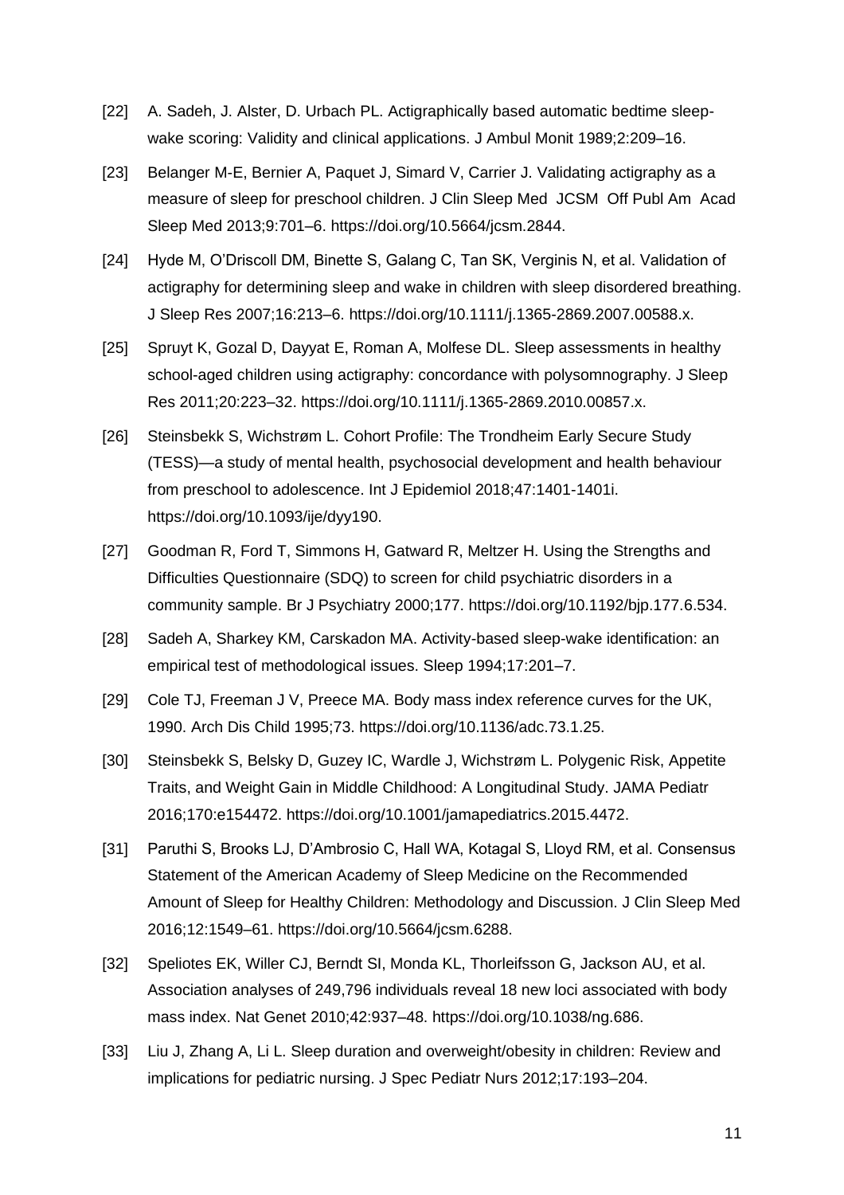[22] A. Sadeh, J. Alster, D. Urbach PL. Actigraphically based automatic bedtime sleep-wake scoring: Validity and clinical applications. J Ambul Monit 1989;2:209–16.

[23] Belanger M-E, Bernier A, Paquet J, Simard V, Carrier J. Validating actigraphy as a measure of sleep for preschool children. J Clin Sleep Med JCSM Off Publ Am Acad Sleep Med 2013;9:701–6. https://doi.org/10.5664/jcsm.2844.

[24] Hyde M, O'Driscoll DM, Binette S, Galang C, Tan SK, Verginis N, et al. Validation of actigraphy for determining sleep and wake in children with sleep disordered breathing. J Sleep Res 2007;16:213–6. https://doi.org/10.1111/j.1365-2869.2007.00588.x.

[25] Spruyt K, Gozal D, Dayyat E, Roman A, Molfese DL. Sleep assessments in healthy school-aged children using actigraphy: concordance with polysomnography. J Sleep Res 2011;20:223–32. https://doi.org/10.1111/j.1365-2869.2010.00857.x.

[26] Steinsbekk S, Wichstrøm L. Cohort Profile: The Trondheim Early Secure Study (TESS)—a study of mental health, psychosocial development and health behaviour from preschool to adolescence. Int J Epidemiol 2018;47:1401-1401i. https://doi.org/10.1093/ije/dyy190.

[27] Goodman R, Ford T, Simmons H, Gatward R, Meltzer H. Using the Strengths and Difficulties Questionnaire (SDQ) to screen for child psychiatric disorders in a community sample. Br J Psychiatry 2000;177. https://doi.org/10.1192/bjp.177.6.534.

[28] Sadeh A, Sharkey KM, Carskadon MA. Activity-based sleep-wake identification: an empirical test of methodological issues. Sleep 1994;17:201–7.

[29] Cole TJ, Freeman J V, Preece MA. Body mass index reference curves for the UK, 1990. Arch Dis Child 1995;73. https://doi.org/10.1136/adc.73.1.25.

[30] Steinsbekk S, Belsky D, Guzey IC, Wardle J, Wichstrøm L. Polygenic Risk, Appetite Traits, and Weight Gain in Middle Childhood: A Longitudinal Study. JAMA Pediatr 2016;170:e154472. https://doi.org/10.1001/jamapediatrics.2015.4472.

[31] Paruthi S, Brooks LJ, D'Ambrosio C, Hall WA, Kotagal S, Lloyd RM, et al. Consensus Statement of the American Academy of Sleep Medicine on the Recommended Amount of Sleep for Healthy Children: Methodology and Discussion. J Clin Sleep Med 2016;12:1549–61. https://doi.org/10.5664/jcsm.6288.

[32] Speliotes EK, Willer CJ, Berndt SI, Monda KL, Thorleifsson G, Jackson AU, et al. Association analyses of 249,796 individuals reveal 18 new loci associated with body mass index. Nat Genet 2010;42:937–48. https://doi.org/10.1038/ng.686.

[33] Liu J, Zhang A, Li L. Sleep duration and overweight/obesity in children: Review and implications for pediatric nursing. J Spec Pediatr Nurs 2012;17:193–204.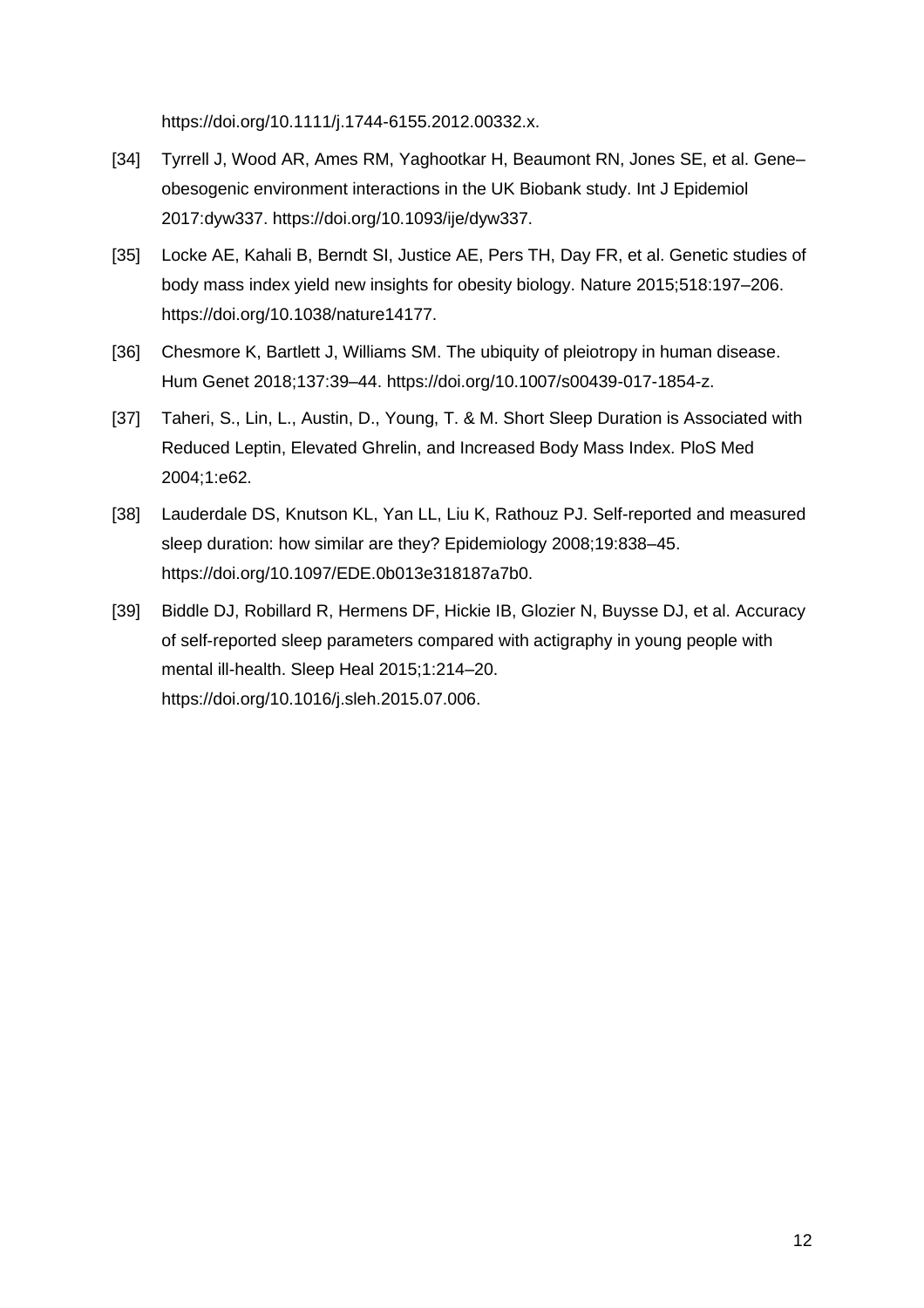https://doi.org/10.1111/j.1744-6155.2012.00332.x.

[34] Tyrrell J, Wood AR, Ames RM, Yaghootkar H, Beaumont RN, Jones SE, et al. Gene–obesogenic environment interactions in the UK Biobank study. Int J Epidemiol 2017:dyw337. https://doi.org/10.1093/ije/dyw337.

[35] Locke AE, Kahali B, Berndt SI, Justice AE, Pers TH, Day FR, et al. Genetic studies of body mass index yield new insights for obesity biology. Nature 2015;518:197–206. https://doi.org/10.1038/nature14177.

[36] Chesmore K, Bartlett J, Williams SM. The ubiquity of pleiotropy in human disease. Hum Genet 2018;137:39–44. https://doi.org/10.1007/s00439-017-1854-z.

[37] Taheri, S., Lin, L., Austin, D., Young, T. & M. Short Sleep Duration is Associated with Reduced Leptin, Elevated Ghrelin, and Increased Body Mass Index. PloS Med 2004;1:e62.

[38] Lauderdale DS, Knutson KL, Yan LL, Liu K, Rathouz PJ. Self-reported and measured sleep duration: how similar are they? Epidemiology 2008;19:838–45. https://doi.org/10.1097/EDE.0b013e318187a7b0.

[39] Biddle DJ, Robillard R, Hermens DF, Hickie IB, Glozier N, Buysse DJ, et al. Accuracy of self-reported sleep parameters compared with actigraphy in young people with mental ill-health. Sleep Heal 2015;1:214–20. https://doi.org/10.1016/j.sleh.2015.07.006.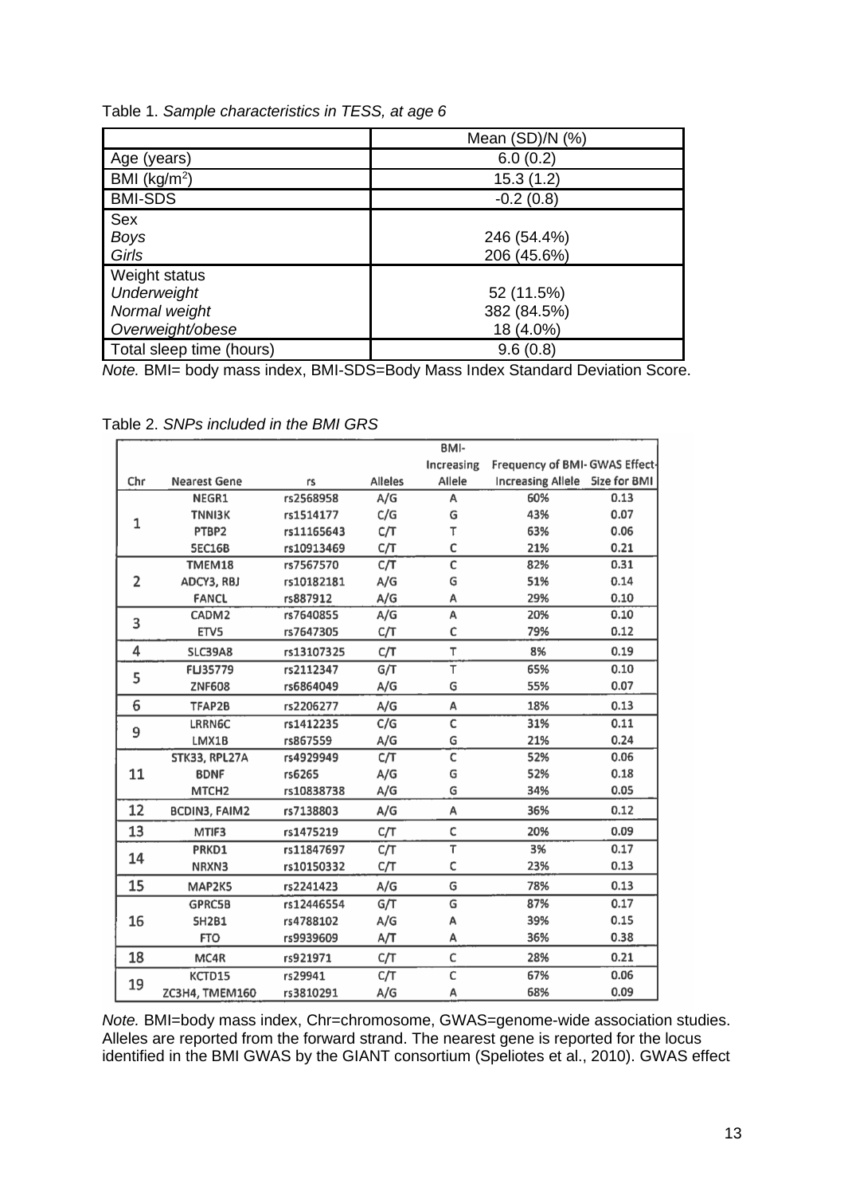Table 1. *Sample characteristics in TESS, at age 6*

| | Mean (SD)/N (%) |
|---|---|
| Age (years) | 6.0 (0.2) |
| BMI (kg/m$^2$) | 15.3 (1.2) |
| BMI-SDS | -0.2 (0.8) |
| Sex | |
| *Boys* | 246 (54.4%) |
| *Girls* | 206 (45.6%) |
| Weight status | |
| *Underweight* | 52 (11.5%) |
| *Normal weight* | 382 (84.5%) |
| *Overweight/obese* | 18 (4.0%) |
| Total sleep time (hours) | 9.6 (0.8) |

*Note.* BMI= body mass index, BMI-SDS=Body Mass Index Standard Deviation Score.

Table 2. *SNPs included in the BMI GRS*

| Chr | Nearest Gene | rs | Alleles | BMI-Increasing Allele | Frequency of BMI-Increasing Allele | GWAS Effect-Size for BMI |
|---|---|---|---|---|---|---|
| 1 | NEGR1 | rs2568958 | A/G | A | 60% | 0.13 |
| | TNNI3K | rs1514177 | C/G | G | 43% | 0.07 |
| | PTBP2 | rs11165643 | C/T | T | 63% | 0.06 |
| | SEC16B | rs10913469 | C/T | C | 21% | 0.21 |
| 2 | TMEM18 | rs7567570 | C/T | C | 82% | 0.31 |
| | ADCY3, RBJ | rs10182181 | A/G | G | 51% | 0.14 |
| | FANCL | rs887912 | A/G | A | 29% | 0.10 |
| 3 | CADM2 | rs7640855 | A/G | A | 20% | 0.10 |
| | ETV5 | rs7647305 | C/T | C | 79% | 0.12 |
| 4 | SLC39A8 | rs13107325 | C/T | T | 8% | 0.19 |
| 5 | FLJ35779 | rs2112347 | G/T | T | 65% | 0.10 |
| | ZNF608 | rs6864049 | A/G | G | 55% | 0.07 |
| 6 | TFAP2B | rs2206277 | A/G | A | 18% | 0.13 |
| 9 | LRRN6C | rs1412235 | C/G | C | 31% | 0.11 |
| | LMX1B | rs867559 | A/G | G | 21% | 0.24 |
| 11 | STK33, RPL27A | rs4929949 | C/T | C | 52% | 0.06 |
| | BDNF | rs6265 | A/G | G | 52% | 0.18 |
| | MTCH2 | rs10838738 | A/G | G | 34% | 0.05 |
| 12 | BCDIN3, FAIM2 | rs7138803 | A/G | A | 36% | 0.12 |
| 13 | MTIF3 | rs1475219 | C/T | C | 20% | 0.09 |
| 14 | PRKD1 | rs11847697 | C/T | T | 3% | 0.17 |
| | NRXN3 | rs10150332 | C/T | C | 23% | 0.13 |
| 15 | MAP2K5 | rs2241423 | A/G | G | 78% | 0.13 |
| 16 | GPRC5B | rs12446554 | G/T | G | 87% | 0.17 |
| | SH2B1 | rs4788102 | A/G | A | 39% | 0.15 |
| | FTO | rs9939609 | A/T | A | 36% | 0.38 |
| 18 | MC4R | rs921971 | C/T | C | 28% | 0.21 |
| 19 | KCTD15 | rs29941 | C/T | C | 67% | 0.06 |
| | ZC3H4, TMEM160 | rs3810291 | A/G | A | 68% | 0.09 |

*Note.* BMI=body mass index, Chr=chromosome, GWAS=genome-wide association studies. Alleles are reported from the forward strand. The nearest gene is reported for the locus identified in the BMI GWAS by the GIANT consortium (Speliotes et al., 2010). GWAS effect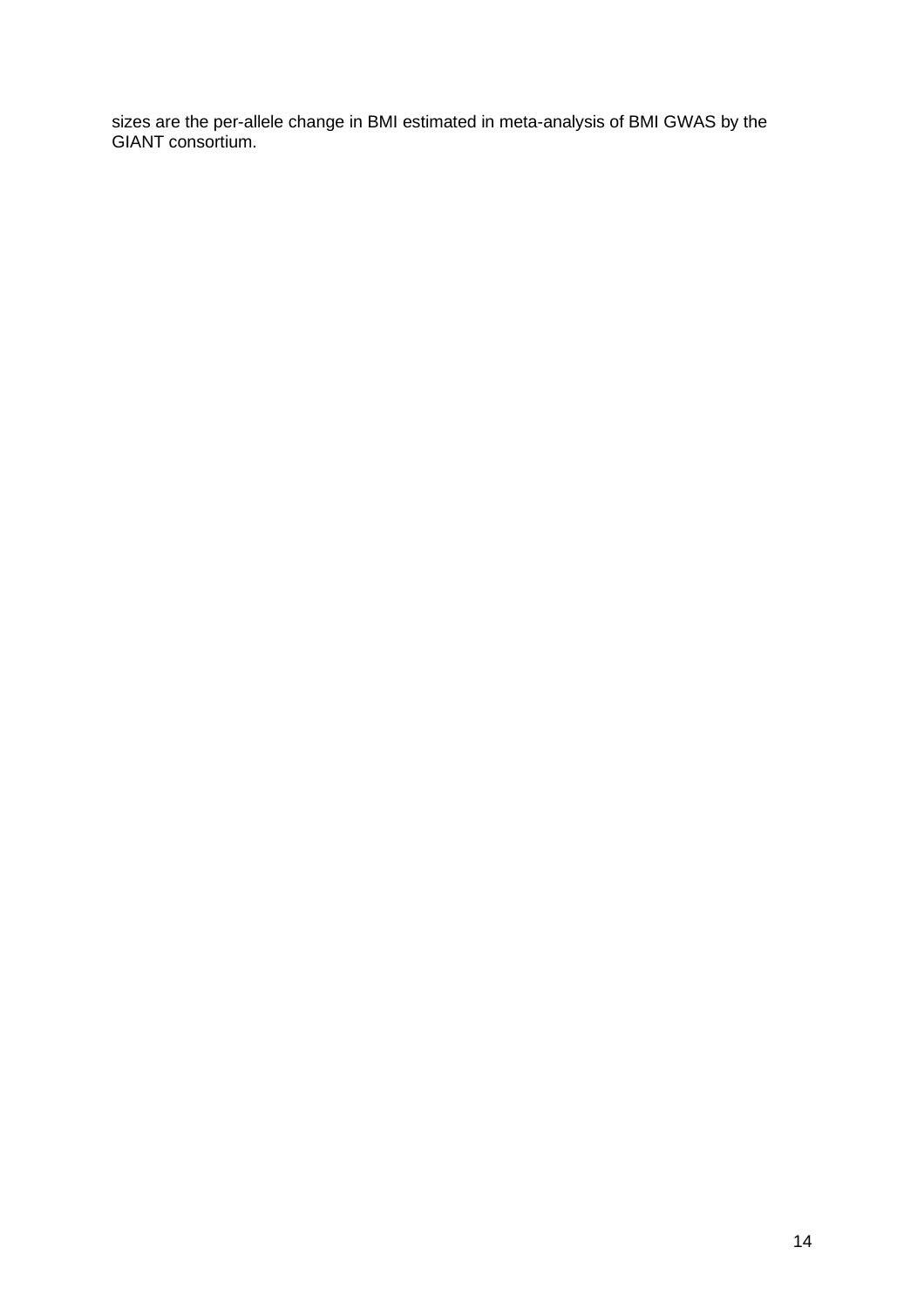sizes are the per-allele change in BMI estimated in meta-analysis of BMI GWAS by the GIANT consortium.